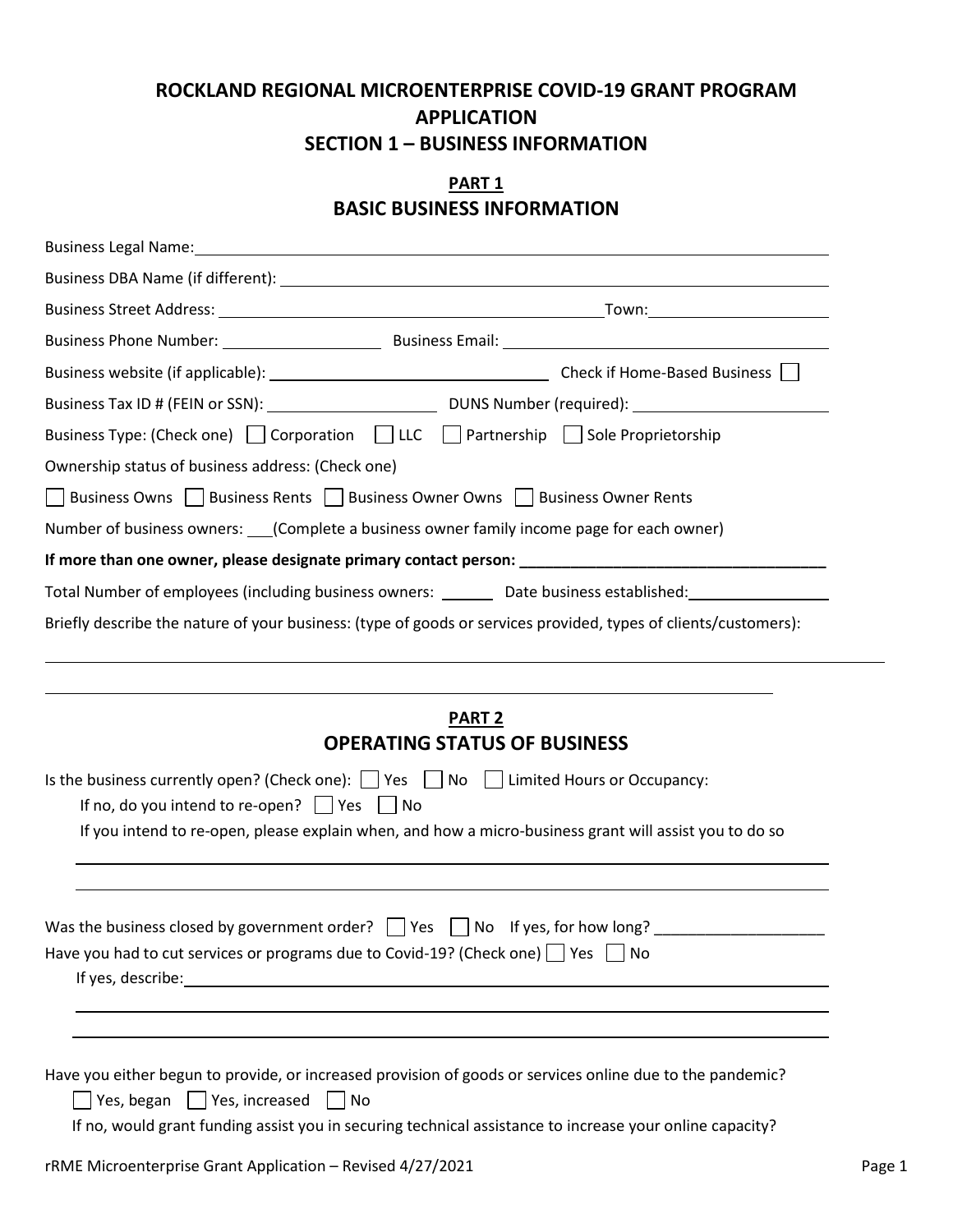# ROCKLAND REGIONAL MICROENTERPRISE COVID-19 GRANT PROGRAM APPLICATION

## SECTION 1 – BUSINESS INFORMATION

### PART 1
### BASIC BUSINESS INFORMATION

Business Legal Name: ____________________

Business DBA Name (if different): ____________________

Business Street Address: ____________________ Town: ____________________

Business Phone Number: ____________________ Business Email: ____________________

Business website (if applicable): ____________________ Check if Home-Based Business ☐

Business Tax ID # (FEIN or SSN): ____________________ DUNS Number (required): ____________________

Business Type: (Check one) ☐ Corporation ☐ LLC ☐ Partnership ☐ Sole Proprietorship

Ownership status of business address: (Check one)

☐ Business Owns ☐ Business Rents ☐ Business Owner Owns ☐ Business Owner Rents

Number of business owners: ___(Complete a business owner family income page for each owner)

**If more than one owner, please designate primary contact person: ____________________**

Total Number of employees (including business owners: ______ Date business established: ____________________

Briefly describe the nature of your business: (type of goods or services provided, types of clients/customers):

____________________

____________________

### PART 2
### OPERATING STATUS OF BUSINESS

Is the business currently open? (Check one): ☐ Yes ☐ No ☐ Limited Hours or Occupancy:

If no, do you intend to re-open? ☐ Yes ☐ No

If you intend to re-open, please explain when, and how a micro-business grant will assist you to do so

____________________

____________________

Was the business closed by government order? ☐ Yes ☐ No If yes, for how long? ____________________

Have you had to cut services or programs due to Covid-19? (Check one) ☐ Yes ☐ No

If yes, describe: ____________________

____________________

____________________

Have you either begun to provide, or increased provision of goods or services online due to the pandemic?

☐ Yes, began ☐ Yes, increased ☐ No

If no, would grant funding assist you in securing technical assistance to increase your online capacity?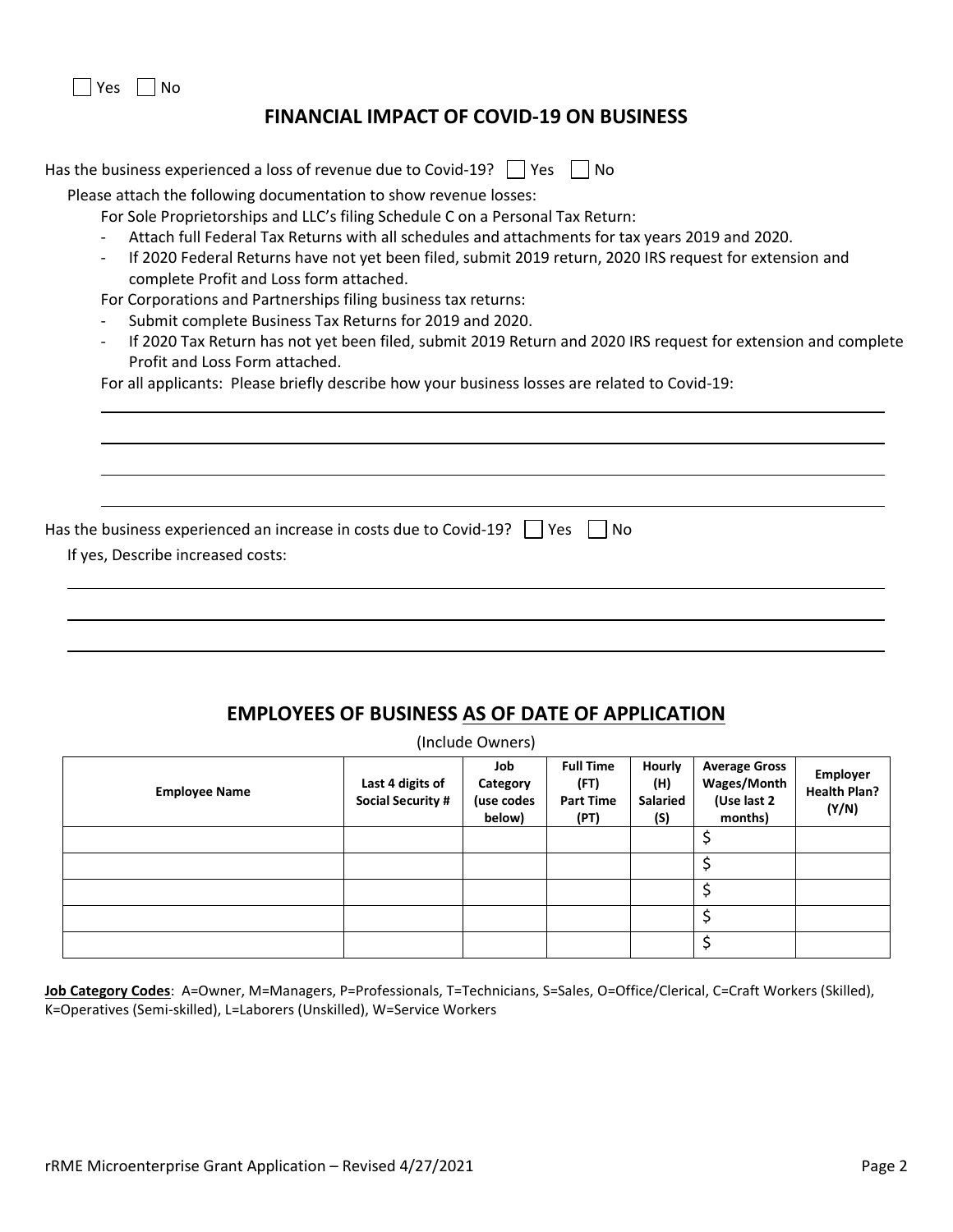☐ Yes ☐ No

## FINANCIAL IMPACT OF COVID-19 ON BUSINESS

Has the business experienced a loss of revenue due to Covid-19? ☐ Yes ☐ No

Please attach the following documentation to show revenue losses:

For Sole Proprietorships and LLC's filing Schedule C on a Personal Tax Return:

- Attach full Federal Tax Returns with all schedules and attachments for tax years 2019 and 2020.
- If 2020 Federal Returns have not yet been filed, submit 2019 return, 2020 IRS request for extension and complete Profit and Loss form attached.

For Corporations and Partnerships filing business tax returns:

- Submit complete Business Tax Returns for 2019 and 2020.
- If 2020 Tax Return has not yet been filed, submit 2019 Return and 2020 IRS request for extension and complete Profit and Loss Form attached.

For all applicants: Please briefly describe how your business losses are related to Covid-19:

\_\_\_\_\_\_\_\_\_\_\_\_\_\_\_\_\_\_\_\_\_\_\_\_\_\_\_\_\_\_\_\_\_\_\_\_\_\_\_\_\_\_\_\_\_\_\_\_\_\_\_\_\_\_\_\_\_\_\_\_\_\_\_\_\_\_\_\_\_\_\_\_

\_\_\_\_\_\_\_\_\_\_\_\_\_\_\_\_\_\_\_\_\_\_\_\_\_\_\_\_\_\_\_\_\_\_\_\_\_\_\_\_\_\_\_\_\_\_\_\_\_\_\_\_\_\_\_\_\_\_\_\_\_\_\_\_\_\_\_\_\_\_\_\_

\_\_\_\_\_\_\_\_\_\_\_\_\_\_\_\_\_\_\_\_\_\_\_\_\_\_\_\_\_\_\_\_\_\_\_\_\_\_\_\_\_\_\_\_\_\_\_\_\_\_\_\_\_\_\_\_\_\_\_\_\_\_\_\_\_\_\_\_\_\_\_\_

\_\_\_\_\_\_\_\_\_\_\_\_\_\_\_\_\_\_\_\_\_\_\_\_\_\_\_\_\_\_\_\_\_\_\_\_\_\_\_\_\_\_\_\_\_\_\_\_\_\_\_\_\_\_\_\_\_\_\_\_\_\_\_\_\_\_\_\_\_\_\_\_

Has the business experienced an increase in costs due to Covid-19? ☐ Yes ☐ No

If yes, Describe increased costs:

\_\_\_\_\_\_\_\_\_\_\_\_\_\_\_\_\_\_\_\_\_\_\_\_\_\_\_\_\_\_\_\_\_\_\_\_\_\_\_\_\_\_\_\_\_\_\_\_\_\_\_\_\_\_\_\_\_\_\_\_\_\_\_\_\_\_\_\_\_\_\_\_

\_\_\_\_\_\_\_\_\_\_\_\_\_\_\_\_\_\_\_\_\_\_\_\_\_\_\_\_\_\_\_\_\_\_\_\_\_\_\_\_\_\_\_\_\_\_\_\_\_\_\_\_\_\_\_\_\_\_\_\_\_\_\_\_\_\_\_\_\_\_\_\_

\_\_\_\_\_\_\_\_\_\_\_\_\_\_\_\_\_\_\_\_\_\_\_\_\_\_\_\_\_\_\_\_\_\_\_\_\_\_\_\_\_\_\_\_\_\_\_\_\_\_\_\_\_\_\_\_\_\_\_\_\_\_\_\_\_\_\_\_\_\_\_\_

## EMPLOYEES OF BUSINESS AS OF DATE OF APPLICATION

(Include Owners)

| Employee Name | Last 4 digits of Social Security # | Job Category (use codes below) | Full Time (FT) Part Time (PT) | Hourly (H) Salaried (S) | Average Gross Wages/Month (Use last 2 months) | Employer Health Plan? (Y/N) |
|---|---|---|---|---|---|---|
| | | | | | $ | |
| | | | | | $ | |
| | | | | | $ | |
| | | | | | $ | |
| | | | | | $ | |

**Job Category Codes**: A=Owner, M=Managers, P=Professionals, T=Technicians, S=Sales, O=Office/Clerical, C=Craft Workers (Skilled), K=Operatives (Semi-skilled), L=Laborers (Unskilled), W=Service Workers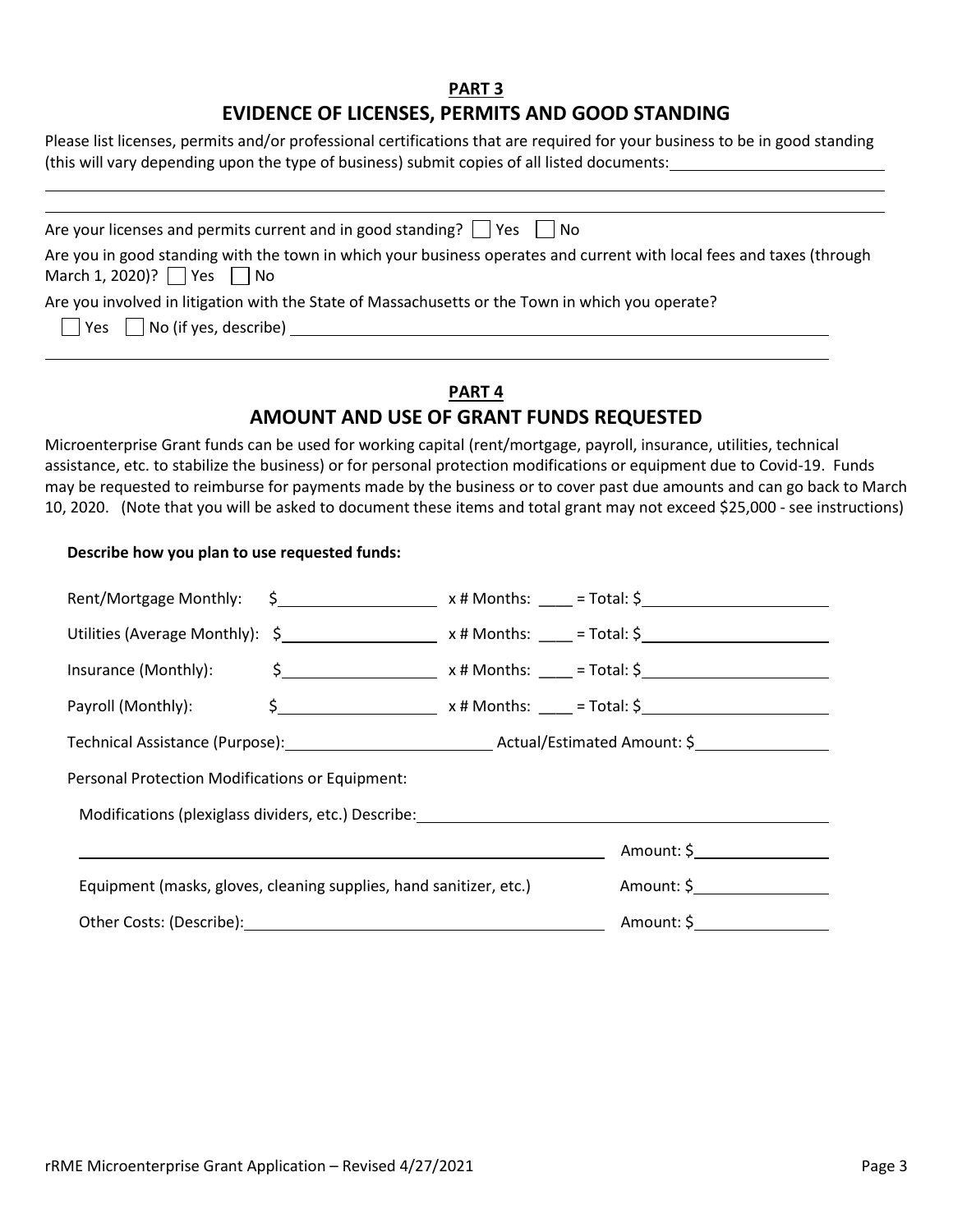## PART 3

## EVIDENCE OF LICENSES, PERMITS AND GOOD STANDING

Please list licenses, permits and/or professional certifications that are required for your business to be in good standing (this will vary depending upon the type of business) submit copies of all listed documents: ______________________

______________________________________________________________________________

______________________________________________________________________________

Are your licenses and permits current and in good standing? ☐ Yes ☐ No

Are you in good standing with the town in which your business operates and current with local fees and taxes (through March 1, 2020)? ☐ Yes ☐ No

Are you involved in litigation with the State of Massachusetts or the Town in which you operate?

☐ Yes ☐ No (if yes, describe) ______________________________________________________________

______________________________________________________________________________

## PART 4

## AMOUNT AND USE OF GRANT FUNDS REQUESTED

Microenterprise Grant funds can be used for working capital (rent/mortgage, payroll, insurance, utilities, technical assistance, etc. to stabilize the business) or for personal protection modifications or equipment due to Covid-19. Funds may be requested to reimburse for payments made by the business or to cover past due amounts and can go back to March 10, 2020. (Note that you will be asked to document these items and total grant may not exceed $25,000 - see instructions)

**Describe how you plan to use requested funds:**

Rent/Mortgage Monthly: $__________________ x # Months: ____ = Total: $______________________

Utilities (Average Monthly): $__________________ x # Months: ____ = Total: $______________________

Insurance (Monthly): $__________________ x # Months: ____ = Total: $______________________

Payroll (Monthly): $__________________ x # Months: ____ = Total: $______________________

Technical Assistance (Purpose): ________________________ Actual/Estimated Amount: $________________

Personal Protection Modifications or Equipment:

Modifications (plexiglass dividers, etc.) Describe: ______________________________________________

______________________________________________________________ Amount: $________________

Equipment (masks, gloves, cleaning supplies, hand sanitizer, etc.) Amount: $________________

Other Costs: (Describe): __________________________________________ Amount: $________________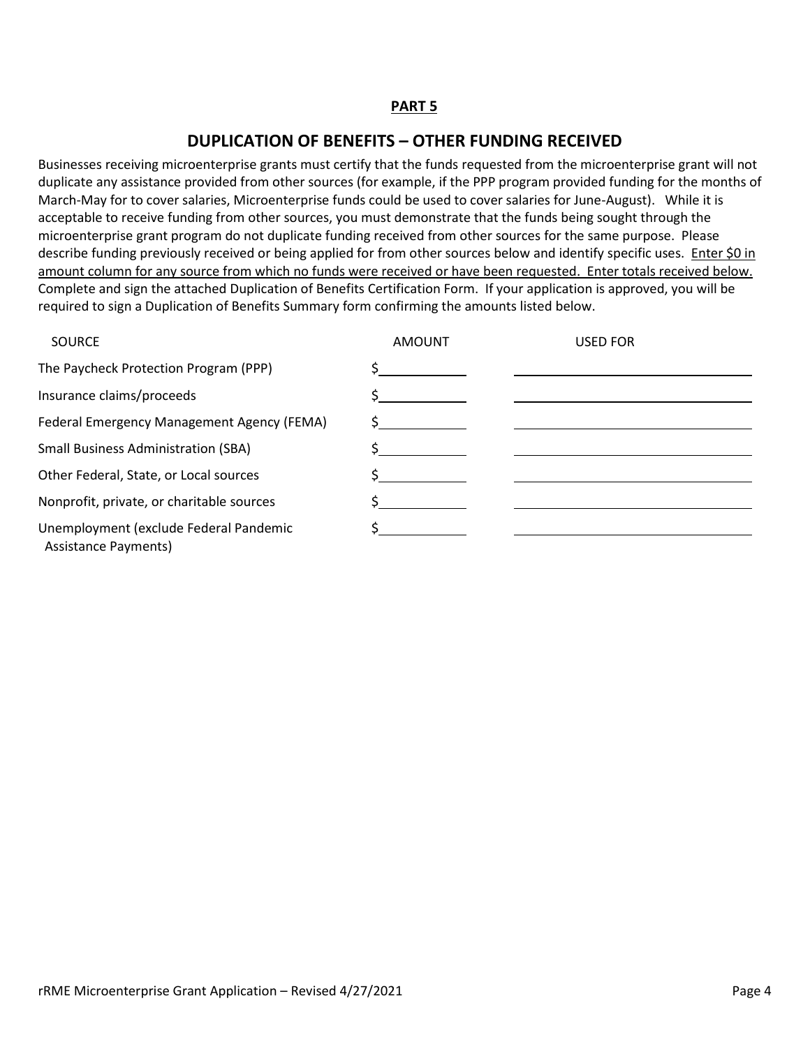## PART 5

# DUPLICATION OF BENEFITS – OTHER FUNDING RECEIVED

Businesses receiving microenterprise grants must certify that the funds requested from the microenterprise grant will not duplicate any assistance provided from other sources (for example, if the PPP program provided funding for the months of March-May for to cover salaries, Microenterprise funds could be used to cover salaries for June-August). While it is acceptable to receive funding from other sources, you must demonstrate that the funds being sought through the microenterprise grant program do not duplicate funding received from other sources for the same purpose. Please describe funding previously received or being applied for from other sources below and identify specific uses. Enter $0 in amount column for any source from which no funds were received or have been requested. Enter totals received below. Complete and sign the attached Duplication of Benefits Certification Form. If your application is approved, you will be required to sign a Duplication of Benefits Summary form confirming the amounts listed below.

| SOURCE | AMOUNT | USED FOR |
|---|---|---|
| The Paycheck Protection Program (PPP) | $ | |
| Insurance claims/proceeds | $ | |
| Federal Emergency Management Agency (FEMA) | $ | |
| Small Business Administration (SBA) | $ | |
| Other Federal, State, or Local sources | $ | |
| Nonprofit, private, or charitable sources | $ | |
| Unemployment (exclude Federal Pandemic Assistance Payments) | $ | |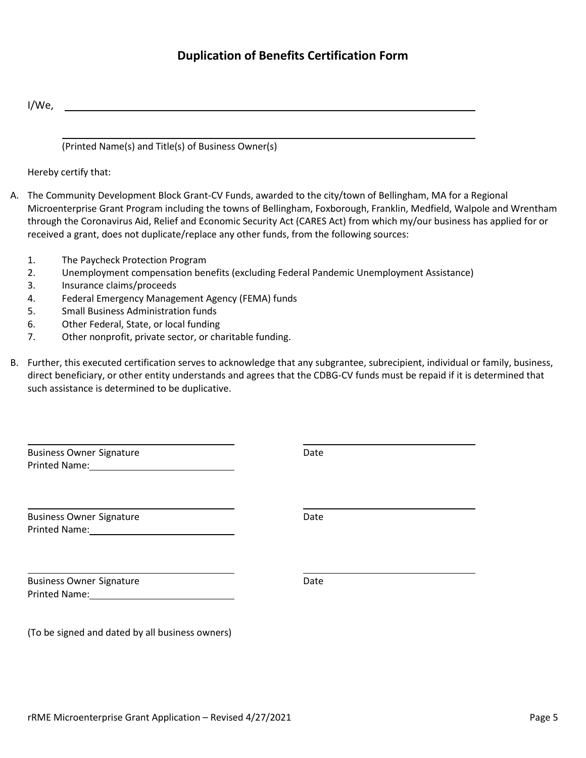## Duplication of Benefits Certification Form

I/We, ______________________________________________________________

______________________________________________________________

(Printed Name(s) and Title(s) of Business Owner(s)

Hereby certify that:

A. The Community Development Block Grant-CV Funds, awarded to the city/town of Bellingham, MA for a Regional Microenterprise Grant Program including the towns of Bellingham, Foxborough, Franklin, Medfield, Walpole and Wrentham through the Coronavirus Aid, Relief and Economic Security Act (CARES Act) from which my/our business has applied for or received a grant, does not duplicate/replace any other funds, from the following sources:

   1. The Paycheck Protection Program
   2. Unemployment compensation benefits (excluding Federal Pandemic Unemployment Assistance)
   3. Insurance claims/proceeds
   4. Federal Emergency Management Agency (FEMA) funds
   5. Small Business Administration funds
   6. Other Federal, State, or local funding
   7. Other nonprofit, private sector, or charitable funding.

B. Further, this executed certification serves to acknowledge that any subgrantee, subrecipient, individual or family, business, direct beneficiary, or other entity understands and agrees that the CDBG-CV funds must be repaid if it is determined that such assistance is determined to be duplicative.

______________________________ ______________________________

Business Owner Signature Date

Printed Name:______________________

______________________________ ______________________________

Business Owner Signature Date

Printed Name:______________________

______________________________ ______________________________

Business Owner Signature Date

Printed Name:______________________

(To be signed and dated by all business owners)

rRME Microenterprise Grant Application – Revised 4/27/2021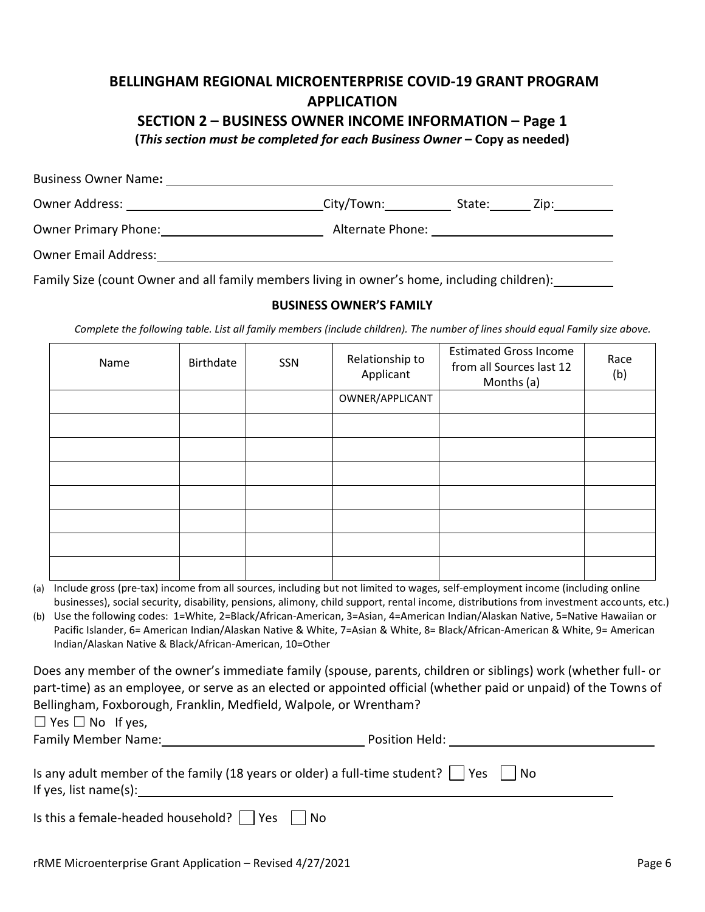# BELLINGHAM REGIONAL MICROENTERPRISE COVID-19 GRANT PROGRAM APPLICATION

## SECTION 2 – BUSINESS OWNER INCOME INFORMATION – Page 1

**(*This section must be completed for each Business Owner* – Copy as needed)**

Business Owner Name**:** ______________________________

Owner Address: ______________________________ City/Town: __________ State: ______ Zip: _________

Owner Primary Phone: ______________________ Alternate Phone: ______________________

Owner Email Address: ______________________________

Family Size (count Owner and all family members living in owner's home, including children): _________

### BUSINESS OWNER'S FAMILY

*Complete the following table. List all family members (include children). The number of lines should equal Family size above.*

| Name | Birthdate | SSN | Relationship to Applicant | Estimated Gross Income from all Sources last 12 Months (a) | Race (b) |
|---|---|---|---|---|---|
| | | | OWNER/APPLICANT | | |
| | | | | | |
| | | | | | |
| | | | | | |
| | | | | | |
| | | | | | |
| | | | | | |
| | | | | | |

(a) Include gross (pre-tax) income from all sources, including but not limited to wages, self-employment income (including online businesses), social security, disability, pensions, alimony, child support, rental income, distributions from investment accounts, etc.)

(b) Use the following codes: 1=White, 2=Black/African-American, 3=Asian, 4=American Indian/Alaskan Native, 5=Native Hawaiian or Pacific Islander, 6= American Indian/Alaskan Native & White, 7=Asian & White, 8= Black/African-American & White, 9= American Indian/Alaskan Native & Black/African-American, 10=Other

Does any member of the owner's immediate family (spouse, parents, children or siblings) work (whether full- or part-time) as an employee, or serve as an elected or appointed official (whether paid or unpaid) of the Towns of Bellingham, Foxborough, Franklin, Medfield, Walpole, or Wrentham?

☐ Yes ☐ No If yes,

Family Member Name: ______________________ Position Held: ______________________

Is any adult member of the family (18 years or older) a full-time student? ☐ Yes ☐ No

If yes, list name(s): ______________________________

Is this a female-headed household? ☐ Yes ☐ No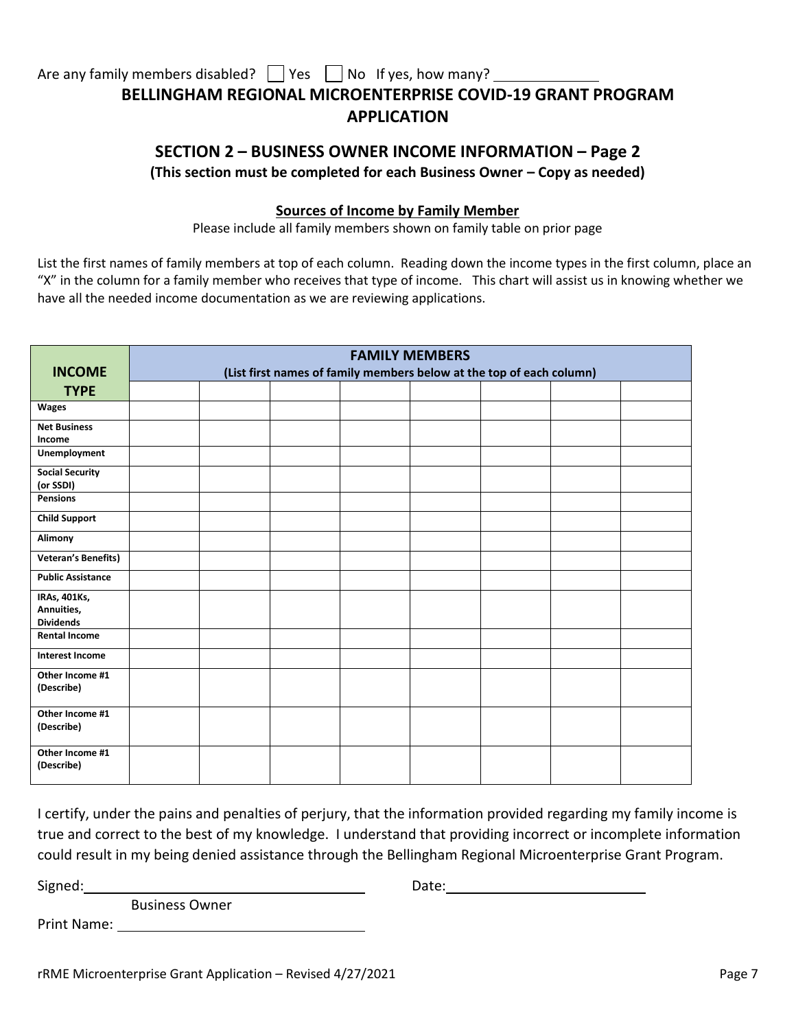Are any family members disabled? ☐ Yes ☐ No If yes, how many? ______________

# BELLINGHAM REGIONAL MICROENTERPRISE COVID-19 GRANT PROGRAM APPLICATION

## SECTION 2 – BUSINESS OWNER INCOME INFORMATION – Page 2

**(This section must be completed for each Business Owner – Copy as needed)**

### Sources of Income by Family Member

Please include all family members shown on family table on prior page

List the first names of family members at top of each column. Reading down the income types in the first column, place an "X" in the column for a family member who receives that type of income. This chart will assist us in knowing whether we have all the needed income documentation as we are reviewing applications.

| INCOME TYPE | FAMILY MEMBERS (List first names of family members below at the top of each column) | | | | | | | |
|---|---|---|---|---|---|---|---|---|
| | | | | | | | | |
| **Wages** | | | | | | | | |
| **Net Business Income** | | | | | | | | |
| **Unemployment** | | | | | | | | |
| **Social Security (or SSDI)** | | | | | | | | |
| **Pensions** | | | | | | | | |
| **Child Support** | | | | | | | | |
| **Alimony** | | | | | | | | |
| **Veteran's Benefits)** | | | | | | | | |
| **Public Assistance** | | | | | | | | |
| **IRAs, 401Ks, Annuities, Dividends** | | | | | | | | |
| **Rental Income** | | | | | | | | |
| **Interest Income** | | | | | | | | |
| **Other Income #1 (Describe)** | | | | | | | | |
| **Other Income #1 (Describe)** | | | | | | | | |
| **Other Income #1 (Describe)** | | | | | | | | |

I certify, under the pains and penalties of perjury, that the information provided regarding my family income is true and correct to the best of my knowledge. I understand that providing incorrect or incomplete information could result in my being denied assistance through the Bellingham Regional Microenterprise Grant Program.

Signed: ______________________________ Date: ______________________
Business Owner

Print Name: ______________________________

rRME Microenterprise Grant Application – Revised 4/27/2021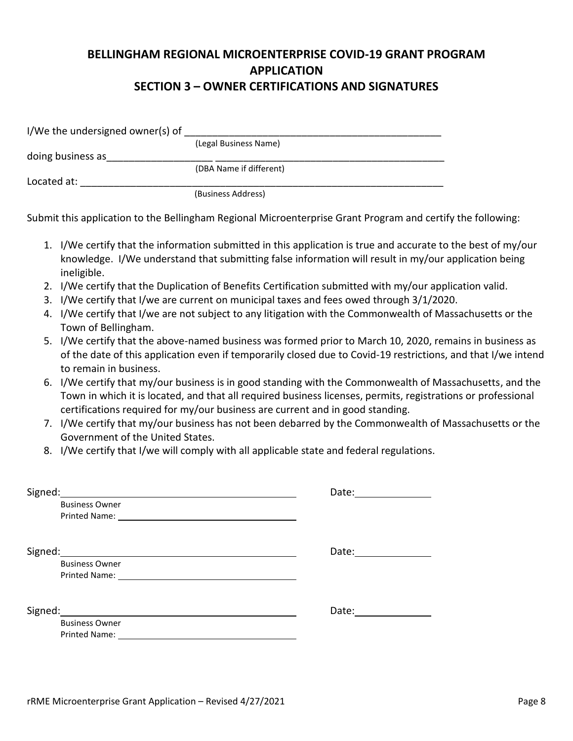## BELLINGHAM REGIONAL MICROENTERPRISE COVID-19 GRANT PROGRAM APPLICATION
## SECTION 3 – OWNER CERTIFICATIONS AND SIGNATURES

I/We the undersigned owner(s) of _______________________________________________
(Legal Business Name)

doing business as__________________ ________________________________________
(DBA Name if different)

Located at: ______________________________________________________________
(Business Address)

Submit this application to the Bellingham Regional Microenterprise Grant Program and certify the following:

1. I/We certify that the information submitted in this application is true and accurate to the best of my/our knowledge. I/We understand that submitting false information will result in my/our application being ineligible.
2. I/We certify that the Duplication of Benefits Certification submitted with my/our application valid.
3. I/We certify that I/we are current on municipal taxes and fees owed through 3/1/2020.
4. I/We certify that I/we are not subject to any litigation with the Commonwealth of Massachusetts or the Town of Bellingham.
5. I/We certify that the above-named business was formed prior to March 10, 2020, remains in business as of the date of this application even if temporarily closed due to Covid-19 restrictions, and that I/we intend to remain in business.
6. I/We certify that my/our business is in good standing with the Commonwealth of Massachusetts, and the Town in which it is located, and that all required business licenses, permits, registrations or professional certifications required for my/our business are current and in good standing.
7. I/We certify that my/our business has not been debarred by the Commonwealth of Massachusetts or the Government of the United States.
8. I/We certify that I/we will comply with all applicable state and federal regulations.

Signed:_______________________________________ Date:_____________
Business Owner
Printed Name: ________________________________

Signed:_______________________________________ Date:_____________
Business Owner
Printed Name: ________________________________

Signed:_______________________________________ Date:_____________
Business Owner
Printed Name: ________________________________

rRME Microenterprise Grant Application – Revised 4/27/2021